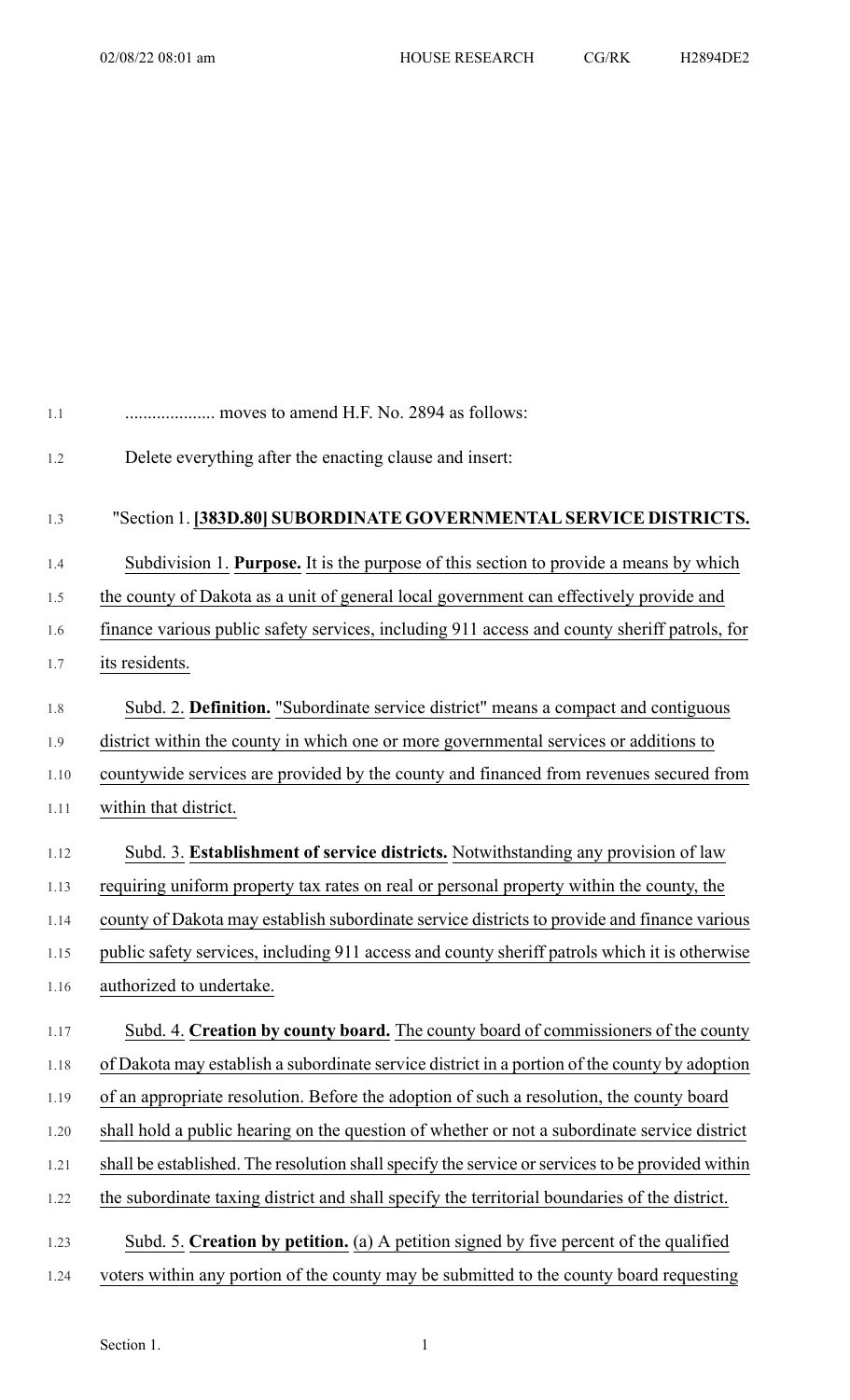.................... moves to amend H.F. No. 2894 as follows:

Delete everything after the enacting clause and insert:

"Section 1. **[383D.80] SUBORDINATE GOVERNMENTAL SERVICE DISTRICTS.**

Subdivision 1. **Purpose.** It is the purpose of this section to provide a means by which the county of Dakota as a unit of general local government can effectively provide and finance various public safety services, including 911 access and county sheriff patrols, for its residents.

Subd. 2. **Definition.** "Subordinate service district" means a compact and contiguous district within the county in which one or more governmental services or additions to countywide services are provided by the county and financed from revenues secured from within that district.

Subd. 3. **Establishment of service districts.** Notwithstanding any provision of law requiring uniform property tax rates on real or personal property within the county, the county of Dakota may establish subordinate service districts to provide and finance various public safety services, including 911 access and county sheriff patrols which it is otherwise authorized to undertake.

Subd. 4. **Creation by county board.** The county board of commissioners of the county of Dakota may establish a subordinate service district in a portion of the county by adoption of an appropriate resolution. Before the adoption of such a resolution, the county board shall hold a public hearing on the question of whether or not a subordinate service district shall be established. The resolution shall specify the service or services to be provided within the subordinate taxing district and shall specify the territorial boundaries of the district.

Subd. 5. **Creation by petition.** (a) A petition signed by five percent of the qualified voters within any portion of the county may be submitted to the county board requesting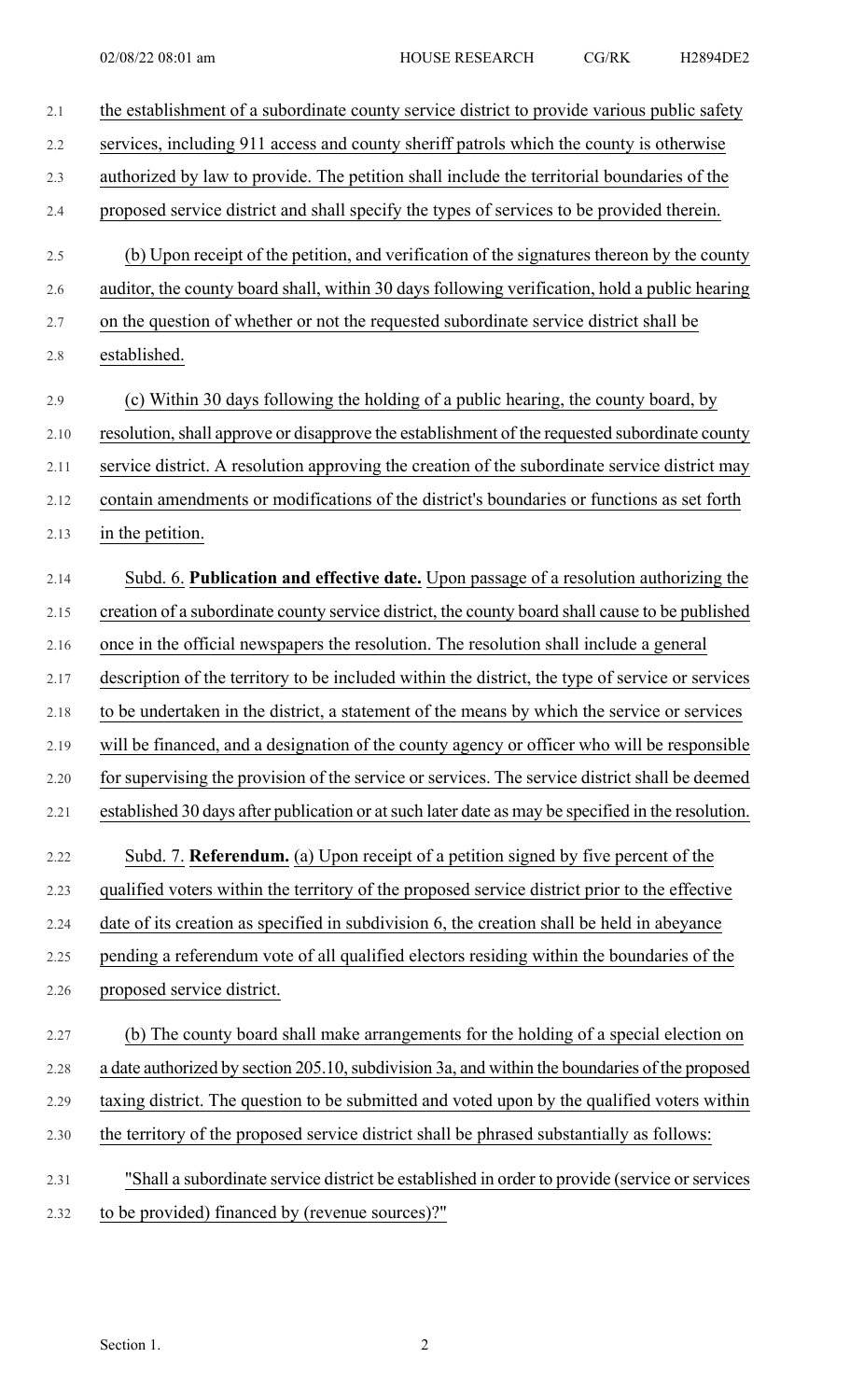the establishment of a subordinate county service district to provide various public safety services, including 911 access and county sheriff patrols which the county is otherwise authorized by law to provide. The petition shall include the territorial boundaries of the proposed service district and shall specify the types of services to be provided therein.

(b) Upon receipt of the petition, and verification of the signatures thereon by the county auditor, the county board shall, within 30 days following verification, hold a public hearing on the question of whether or not the requested subordinate service district shall be established.

(c) Within 30 days following the holding of a public hearing, the county board, by resolution, shall approve or disapprove the establishment of the requested subordinate county service district. A resolution approving the creation of the subordinate service district may contain amendments or modifications of the district's boundaries or functions as set forth in the petition.

Subd. 6. **Publication and effective date.** Upon passage of a resolution authorizing the creation of a subordinate county service district, the county board shall cause to be published once in the official newspapers the resolution. The resolution shall include a general description of the territory to be included within the district, the type of service or services to be undertaken in the district, a statement of the means by which the service or services will be financed, and a designation of the county agency or officer who will be responsible for supervising the provision of the service or services. The service district shall be deemed established 30 days after publication or at such later date as may be specified in the resolution.

Subd. 7. **Referendum.** (a) Upon receipt of a petition signed by five percent of the qualified voters within the territory of the proposed service district prior to the effective date of its creation as specified in subdivision 6, the creation shall be held in abeyance pending a referendum vote of all qualified electors residing within the boundaries of the proposed service district.

(b) The county board shall make arrangements for the holding of a special election on a date authorized by section 205.10, subdivision 3a, and within the boundaries of the proposed taxing district. The question to be submitted and voted upon by the qualified voters within the territory of the proposed service district shall be phrased substantially as follows:

"Shall a subordinate service district be established in order to provide (service or services to be provided) financed by (revenue sources)?"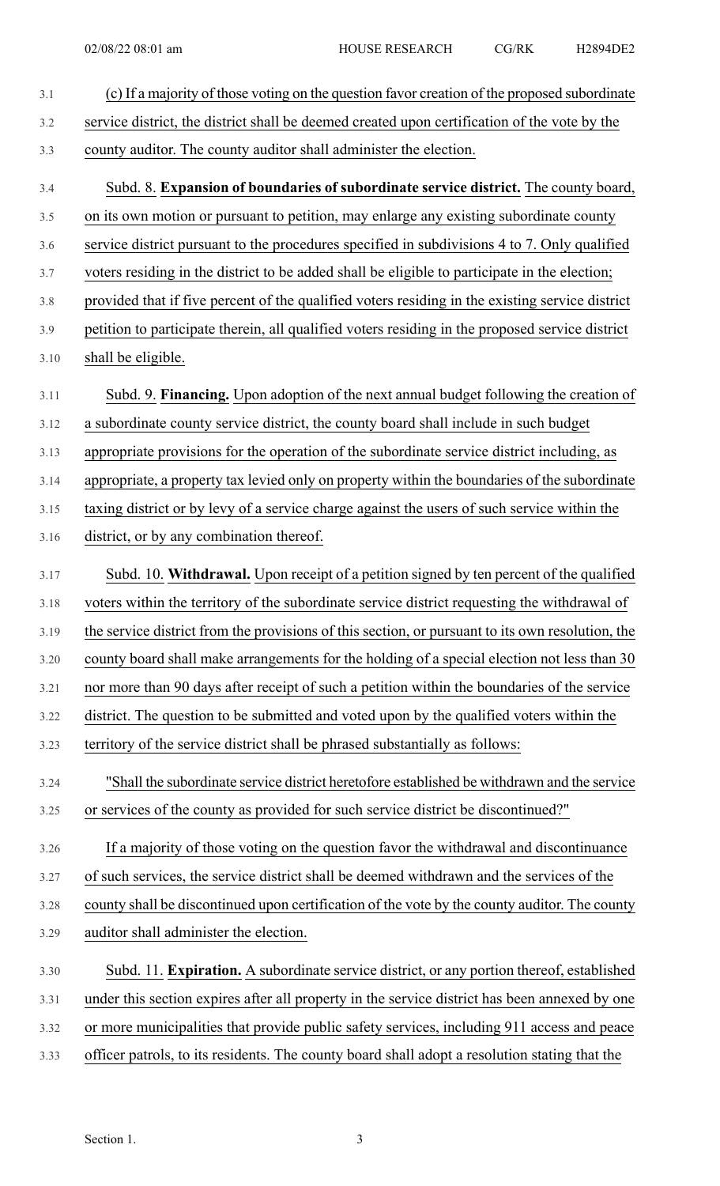(c) If a majority of those voting on the question favor creation of the proposed subordinate service district, the district shall be deemed created upon certification of the vote by the county auditor. The county auditor shall administer the election.

Subd. 8. **Expansion of boundaries of subordinate service district.** The county board, on its own motion or pursuant to petition, may enlarge any existing subordinate county service district pursuant to the procedures specified in subdivisions 4 to 7. Only qualified voters residing in the district to be added shall be eligible to participate in the election; provided that if five percent of the qualified voters residing in the existing service district petition to participate therein, all qualified voters residing in the proposed service district shall be eligible.

Subd. 9. **Financing.** Upon adoption of the next annual budget following the creation of a subordinate county service district, the county board shall include in such budget appropriate provisions for the operation of the subordinate service district including, as appropriate, a property tax levied only on property within the boundaries of the subordinate taxing district or by levy of a service charge against the users of such service within the district, or by any combination thereof.

Subd. 10. **Withdrawal.** Upon receipt of a petition signed by ten percent of the qualified voters within the territory of the subordinate service district requesting the withdrawal of the service district from the provisions of this section, or pursuant to its own resolution, the county board shall make arrangements for the holding of a special election not less than 30 nor more than 90 days after receipt of such a petition within the boundaries of the service district. The question to be submitted and voted upon by the qualified voters within the territory of the service district shall be phrased substantially as follows:

"Shall the subordinate service district heretofore established be withdrawn and the service or services of the county as provided for such service district be discontinued?"

If a majority of those voting on the question favor the withdrawal and discontinuance of such services, the service district shall be deemed withdrawn and the services of the county shall be discontinued upon certification of the vote by the county auditor. The county auditor shall administer the election.

Subd. 11. **Expiration.** A subordinate service district, or any portion thereof, established under this section expires after all property in the service district has been annexed by one or more municipalities that provide public safety services, including 911 access and peace officer patrols, to its residents. The county board shall adopt a resolution stating that the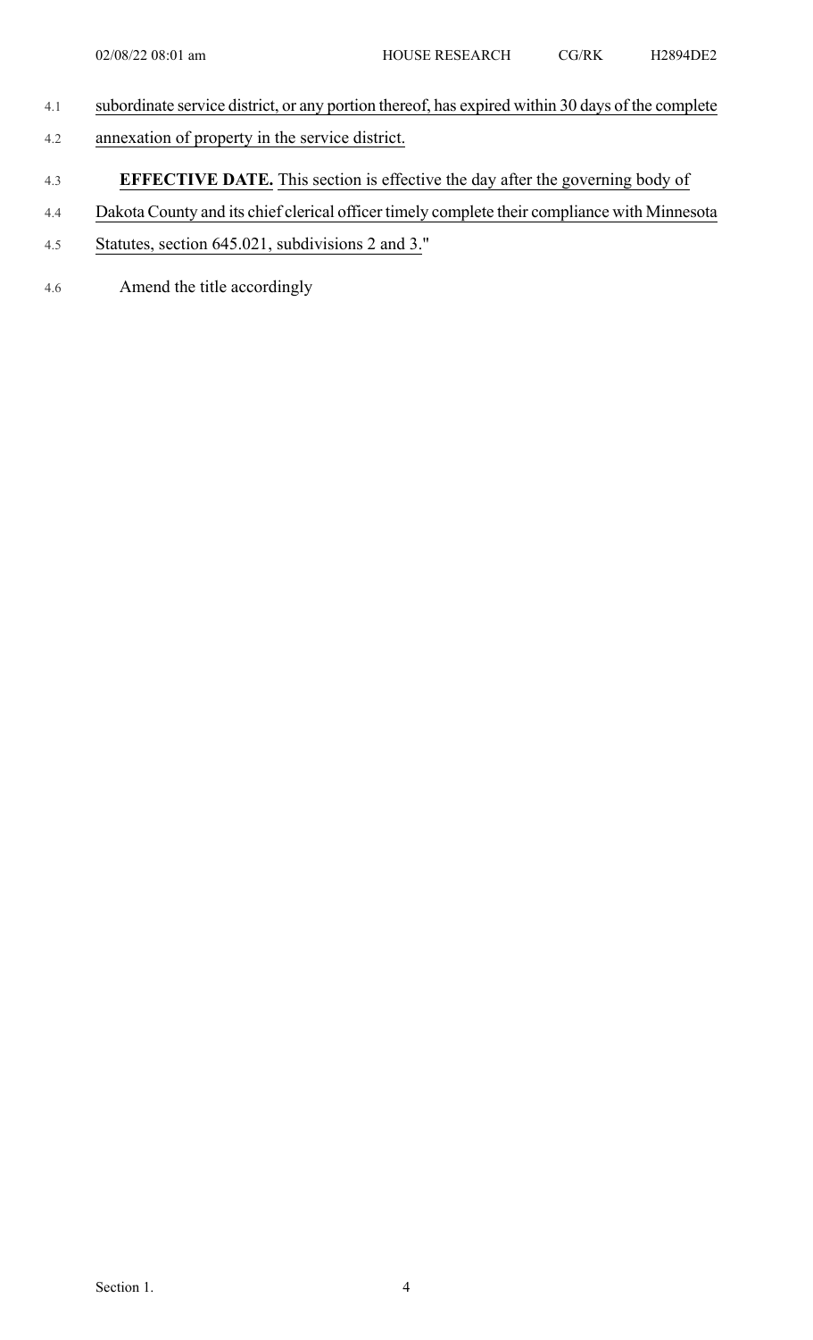subordinate service district, or any portion thereof, has expired within 30 days of the complete annexation of property in the service district.

**EFFECTIVE DATE.** This section is effective the day after the governing body of Dakota County and its chief clerical officer timely complete their compliance with Minnesota Statutes, section 645.021, subdivisions 2 and 3."

Amend the title accordingly